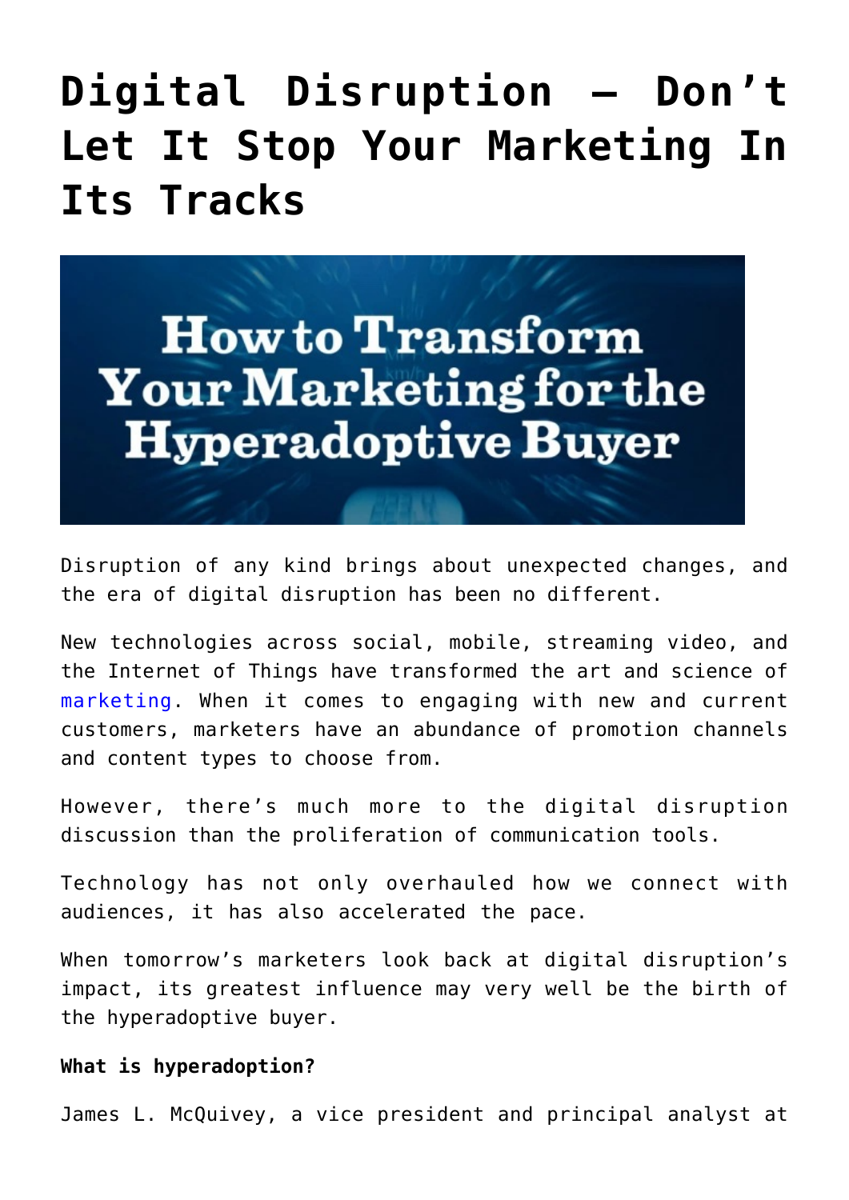# Digital Disruption – Don't Let It Stop Your Marketing In Its Tracks

Disruption of any kind brings about unexpected changes, and the era of digital disruption has been no different.

New technologies across social, mobile, streaming video, and the Internet of Things have transformed the art and science of marketing. When it comes to engaging with new and current customers, marketers have an abundance of promotion channels and content types to choose from.

However, there's much more to the digital disruption discussion than the proliferation of communication tools.

Technology has not only overhauled how we connect with audiences, it has also accelerated the pace.

When tomorrow's marketers look back at digital disruption's impact, its greatest influence may very well be the birth of the hyperadoptive buyer.

**What is hyperadoption?**

James L. McQuivey, a vice president and principal analyst at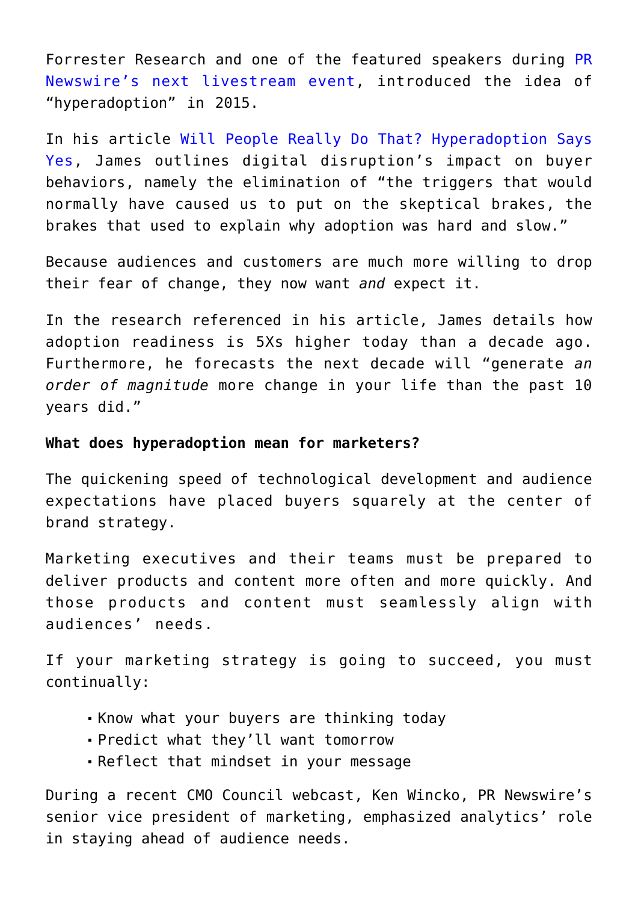Forrester Research and one of the featured speakers during PR Newswire's next livestream event, introduced the idea of "hyperadoption" in 2015.

In his article Will People Really Do That? Hyperadoption Says Yes, James outlines digital disruption's impact on buyer behaviors, namely the elimination of "the triggers that would normally have caused us to put on the skeptical brakes, the brakes that used to explain why adoption was hard and slow."

Because audiences and customers are much more willing to drop their fear of change, they now want *and* expect it.

In the research referenced in his article, James details how adoption readiness is 5Xs higher today than a decade ago. Furthermore, he forecasts the next decade will "generate *an order of magnitude* more change in your life than the past 10 years did."

**What does hyperadoption mean for marketers?**

The quickening speed of technological development and audience expectations have placed buyers squarely at the center of brand strategy.

Marketing executives and their teams must be prepared to deliver products and content more often and more quickly. And those products and content must seamlessly align with audiences' needs.

If your marketing strategy is going to succeed, you must continually:

- Know what your buyers are thinking today
- Predict what they'll want tomorrow
- Reflect that mindset in your message

During a recent CMO Council webcast, Ken Wincko, PR Newswire's senior vice president of marketing, emphasized analytics' role in staying ahead of audience needs.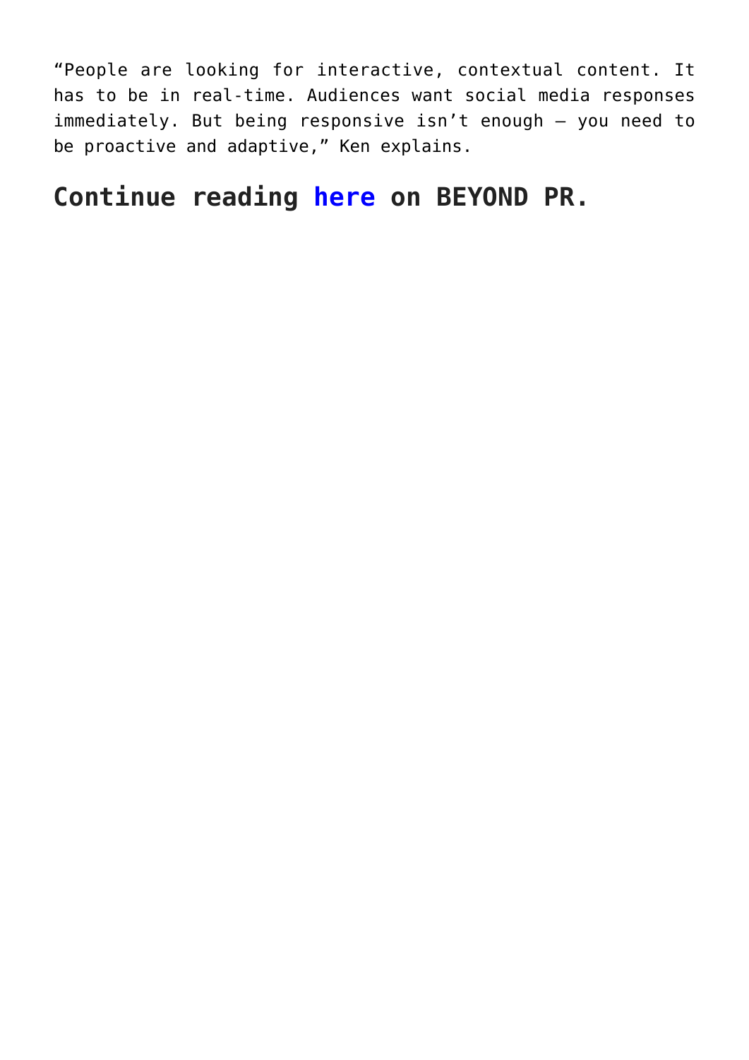"People are looking for interactive, contextual content. It has to be in real-time. Audiences want social media responses immediately. But being responsive isn't enough – you need to be proactive and adaptive," Ken explains.

## Continue reading here on BEYOND PR.